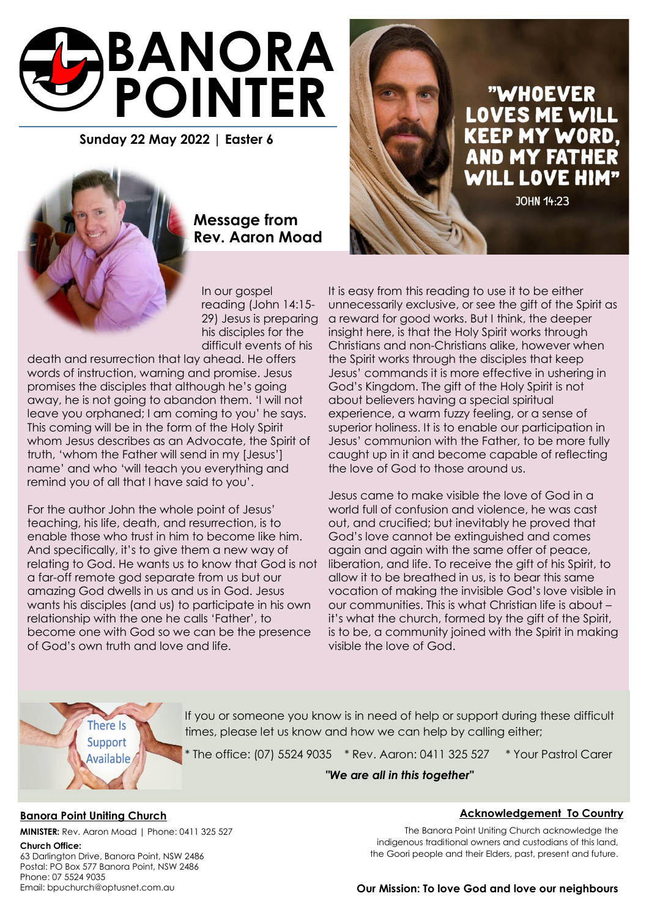# BANORA POINTER

**Sunday 22 May 2022 | Easter 6**

"WHOEVER LOVES ME WILL KEEP MY WORD, AND MY FATHER WILL LOVE HIM"

JOHN 14:23

## Message from Rev. Aaron Moad

In our gospel reading (John 14:15-29) Jesus is preparing his disciples for the difficult events of his death and resurrection that lay ahead. He offers words of instruction, warning and promise. Jesus promises the disciples that although he's going away, he is not going to abandon them. 'I will not leave you orphaned; I am coming to you' he says. This coming will be in the form of the Holy Spirit whom Jesus describes as an Advocate, the Spirit of truth, 'whom the Father will send in my [Jesus'] name' and who 'will teach you everything and remind you of all that I have said to you'.

For the author John the whole point of Jesus' teaching, his life, death, and resurrection, is to enable those who trust in him to become like him. And specifically, it's to give them a new way of relating to God. He wants us to know that God is not a far-off remote god separate from us but our amazing God dwells in us and us in God. Jesus wants his disciples (and us) to participate in his own relationship with the one he calls 'Father', to become one with God so we can be the presence of God's own truth and love and life.

It is easy from this reading to use it to be either unnecessarily exclusive, or see the gift of the Spirit as a reward for good works. But I think, the deeper insight here, is that the Holy Spirit works through Christians and non-Christians alike, however when the Spirit works through the disciples that keep Jesus' commands it is more effective in ushering in God's Kingdom. The gift of the Holy Spirit is not about believers having a special spiritual experience, a warm fuzzy feeling, or a sense of superior holiness. It is to enable our participation in Jesus' communion with the Father, to be more fully caught up in it and become capable of reflecting the love of God to those around us.

Jesus came to make visible the love of God in a world full of confusion and violence, he was cast out, and crucified; but inevitably he proved that God's love cannot be extinguished and comes again and again with the same offer of peace, liberation, and life. To receive the gift of his Spirit, to allow it to be breathed in us, is to bear this same vocation of making the invisible God's love visible in our communities. This is what Christian life is about – it's what the church, formed by the gift of the Spirit, is to be, a community joined with the Spirit in making visible the love of God.

There Is Support Available

If you or someone you know is in need of help or support during these difficult times, please let us know and how we can help by calling either;

* The office: (07) 5524 9035 * Rev. Aaron: 0411 325 527 * Your Pastrol Carer

***"We are all in this together"***

**Banora Point Uniting Church**

**MINISTER:** Rev. Aaron Moad | Phone: 0411 325 527

**Church Office:**
63 Darlington Drive, Banora Point, NSW 2486
Postal: PO Box 577 Banora Point, NSW 2486
Phone: 07 5524 9035
Email: bpuchurch@optusnet.com.au

**Acknowledgement To Country**

The Banora Point Uniting Church acknowledge the indigenous traditional owners and custodians of this land, the Goori people and their Elders, past, present and future.

**Our Mission: To love God and love our neighbours**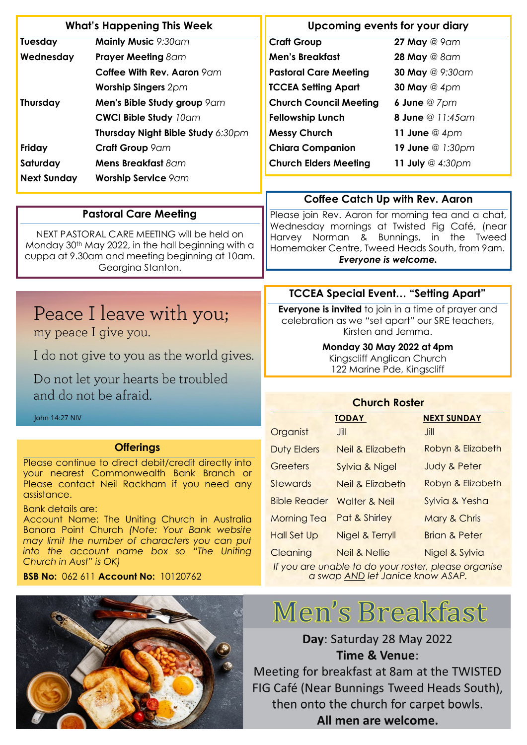## What's Happening This Week

| | | |
|---|---|---|
| **Tuesday** | **Mainly Music** *9:30am* |
| **Wednesday** | **Prayer Meeting** *8am* |
| | **Coffee With Rev. Aaron** *9am* |
| | **Worship Singers** *2pm* |
| **Thursday** | **Men's Bible Study group** *9am* |
| | **CWCI Bible Study** *10am* |
| | **Thursday Night Bible Study** *6:30pm* |
| **Friday** | **Craft Group** *9am* |
| **Saturday** | **Mens Breakfast** *8am* |
| **Next Sunday** | **Worship Service** *9am* |

## Upcoming events for your diary

| | |
|---|---|
| **Craft Group** | **27 May** @ *9am* |
| **Men's Breakfast** | **28 May** @ *8am* |
| **Pastoral Care Meeting** | **30 May** @ *9:30am* |
| **TCCEA Setting Apart** | **30 May** @ *4pm* |
| **Church Council Meeting** | **6 June** @ *7pm* |
| **Fellowship Lunch** | **8 June** @ *11:45am* |
| **Messy Church** | **11 June** @ *4pm* |
| **Chiara Companion** | **19 June** @ *1:30pm* |
| **Church Elders Meeting** | **11 July** @ *4:30pm* |

## Pastoral Care Meeting

NEXT PASTORAL CARE MEETING will be held on Monday 30th May 2022, in the hall beginning with a cuppa at 9.30am and meeting beginning at 10am. Georgina Stanton.

## Coffee Catch Up with Rev. Aaron

Please join Rev. Aaron for morning tea and a chat, Wednesday mornings at Twisted Fig Café, (near Harvey Norman & Bunnings, in the Tweed Homemaker Centre, Tweed Heads South, from 9am. ***Everyone is welcome.***

Peace I leave with you;
my peace I give you.
I do not give to you as the world gives.
Do not let your hearts be troubled
and do not be afraid.

John 14:27 NIV

## TCCEA Special Event… "Setting Apart"

**Everyone is invited** to join in a time of prayer and celebration as we "set apart" our SRE teachers, Kirsten and Jemma.

**Monday 30 May 2022 at 4pm**
Kingscliff Anglican Church
122 Marine Pde, Kingscliff

## Offerings

Please continue to direct debit/credit directly into your nearest Commonwealth Bank Branch or Please contact Neil Rackham if you need any assistance.

Bank details are:
Account Name: The Uniting Church in Australia Banora Point Church *(Note: Your Bank website may limit the number of characters you can put into the account name box so "The Uniting Church in Aust" is OK)*

**BSB No:** 062 611 **Account No:** 10120762

## Church Roster

| | **TODAY** | **NEXT SUNDAY** |
|---|---|---|
| Organist | Jill | Jill |
| Duty Elders | Neil & Elizabeth | Robyn & Elizabeth |
| Greeters | Sylvia & Nigel | Judy & Peter |
| Stewards | Neil & Elizabeth | Robyn & Elizabeth |
| Bible Reader | Walter & Neil | Sylvia & Yesha |
| Morning Tea | Pat & Shirley | Mary & Chris |
| Hall Set Up | Nigel & Terryll | Brian & Peter |
| Cleaning | Neil & Nellie | Nigel & Sylvia |

*If you are unable to do your roster, please organise a swap AND let Janice know ASAP.*

## Men's Breakfast

**Day**: Saturday 28 May 2022
**Time & Venue**:
Meeting for breakfast at 8am at the TWISTED FIG Café (Near Bunnings Tweed Heads South), then onto the church for carpet bowls.
**All men are welcome.**